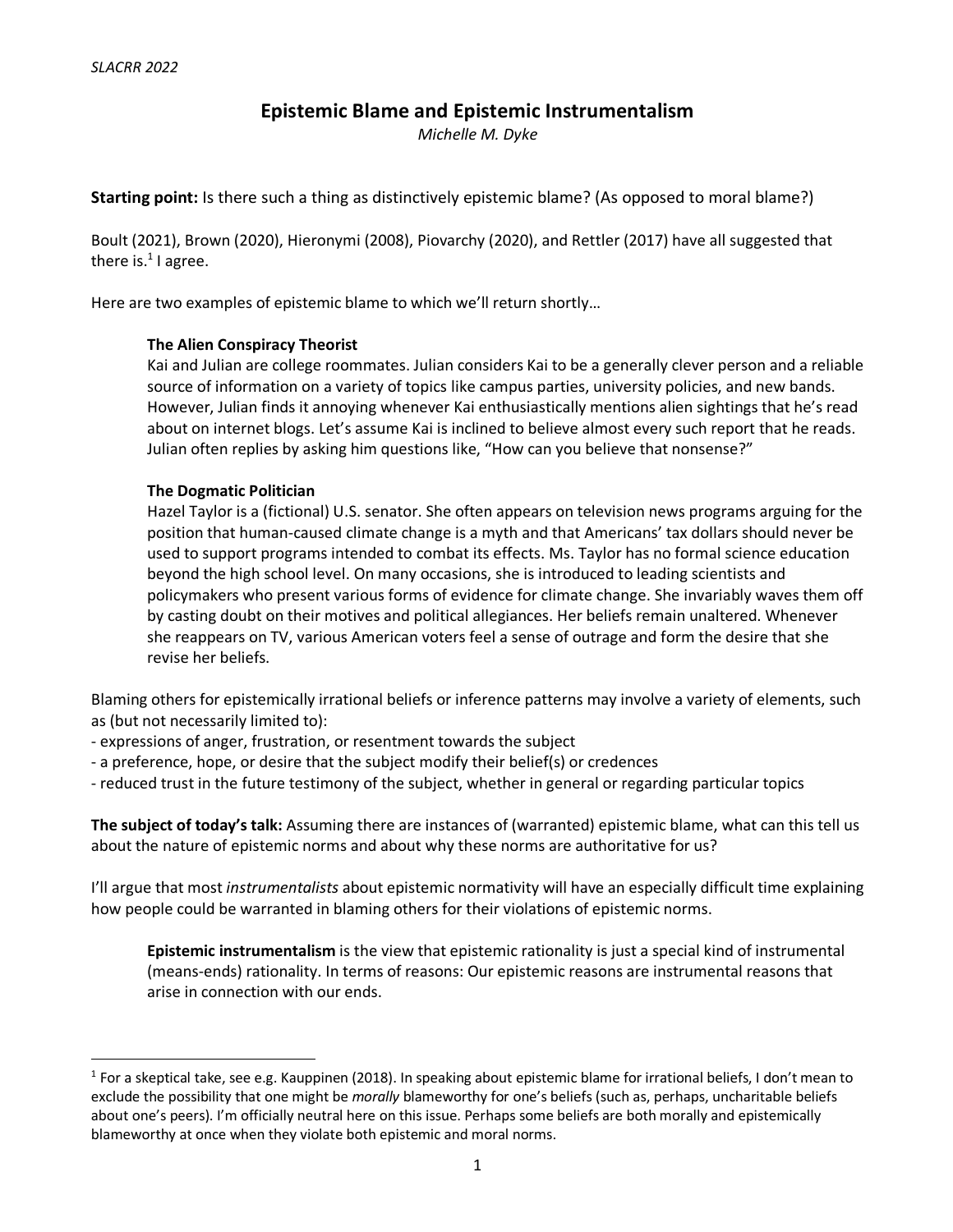# Epistemic Blame and Epistemic Instrumentalism

*Michelle M. Dyke*

**Starting point:** Is there such a thing as distinctively epistemic blame? (As opposed to moral blame?)

Boult (2021), Brown (2020), Hieronymi (2008), Piovarchy (2020), and Rettler (2017) have all suggested that there is.[1] I agree.

Here are two examples of epistemic blame to which we'll return shortly…

> **The Alien Conspiracy Theorist**
> Kai and Julian are college roommates. Julian considers Kai to be a generally clever person and a reliable source of information on a variety of topics like campus parties, university policies, and new bands. However, Julian finds it annoying whenever Kai enthusiastically mentions alien sightings that he's read about on internet blogs. Let's assume Kai is inclined to believe almost every such report that he reads. Julian often replies by asking him questions like, "How can you believe that nonsense?"
>
> **The Dogmatic Politician**
> Hazel Taylor is a (fictional) U.S. senator. She often appears on television news programs arguing for the position that human-caused climate change is a myth and that Americans' tax dollars should never be used to support programs intended to combat its effects. Ms. Taylor has no formal science education beyond the high school level. On many occasions, she is introduced to leading scientists and policymakers who present various forms of evidence for climate change. She invariably waves them off by casting doubt on their motives and political allegiances. Her beliefs remain unaltered. Whenever she reappears on TV, various American voters feel a sense of outrage and form the desire that she revise her beliefs.

Blaming others for epistemically irrational beliefs or inference patterns may involve a variety of elements, such as (but not necessarily limited to):
- expressions of anger, frustration, or resentment towards the subject
- a preference, hope, or desire that the subject modify their belief(s) or credences
- reduced trust in the future testimony of the subject, whether in general or regarding particular topics

**The subject of today's talk:** Assuming there are instances of (warranted) epistemic blame, what can this tell us about the nature of epistemic norms and about why these norms are authoritative for us?

I'll argue that most *instrumentalists* about epistemic normativity will have an especially difficult time explaining how people could be warranted in blaming others for their violations of epistemic norms.

> **Epistemic instrumentalism** is the view that epistemic rationality is just a special kind of instrumental (means-ends) rationality. In terms of reasons: Our epistemic reasons are instrumental reasons that arise in connection with our ends.

---

[1] For a skeptical take, see e.g. Kauppinen (2018). In speaking about epistemic blame for irrational beliefs, I don't mean to exclude the possibility that one might be *morally* blameworthy for one's beliefs (such as, perhaps, uncharitable beliefs about one's peers). I'm officially neutral here on this issue. Perhaps some beliefs are both morally and epistemically blameworthy at once when they violate both epistemic and moral norms.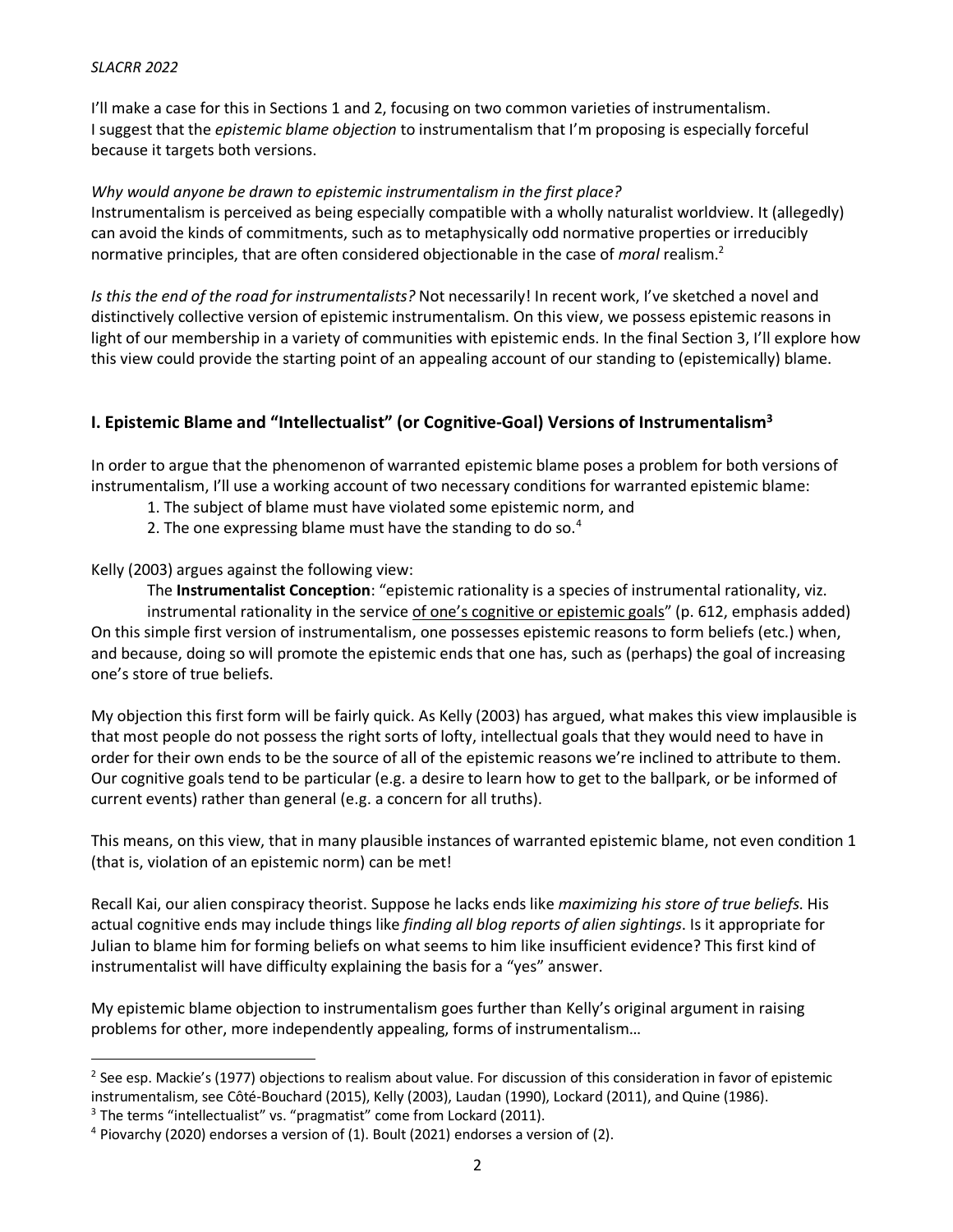I'll make a case for this in Sections 1 and 2, focusing on two common varieties of instrumentalism. I suggest that the *epistemic blame objection* to instrumentalism that I'm proposing is especially forceful because it targets both versions.

*Why would anyone be drawn to epistemic instrumentalism in the first place?*
Instrumentalism is perceived as being especially compatible with a wholly naturalist worldview. It (allegedly) can avoid the kinds of commitments, such as to metaphysically odd normative properties or irreducibly normative principles, that are often considered objectionable in the case of *moral* realism.[2]

*Is this the end of the road for instrumentalists?* Not necessarily! In recent work, I've sketched a novel and distinctively collective version of epistemic instrumentalism. On this view, we possess epistemic reasons in light of our membership in a variety of communities with epistemic ends. In the final Section 3, I'll explore how this view could provide the starting point of an appealing account of our standing to (epistemically) blame.

## I. Epistemic Blame and "Intellectualist" (or Cognitive-Goal) Versions of Instrumentalism[3]

In order to argue that the phenomenon of warranted epistemic blame poses a problem for both versions of instrumentalism, I'll use a working account of two necessary conditions for warranted epistemic blame:

1. The subject of blame must have violated some epistemic norm, and
2. The one expressing blame must have the standing to do so.[4]

Kelly (2003) argues against the following view:

> The **Instrumentalist Conception**: "epistemic rationality is a species of instrumental rationality, viz. instrumental rationality in the service <u>of one's cognitive or epistemic goals</u>" (p. 612, emphasis added)

On this simple first version of instrumentalism, one possesses epistemic reasons to form beliefs (etc.) when, and because, doing so will promote the epistemic ends that one has, such as (perhaps) the goal of increasing one's store of true beliefs.

My objection this first form will be fairly quick. As Kelly (2003) has argued, what makes this view implausible is that most people do not possess the right sorts of lofty, intellectual goals that they would need to have in order for their own ends to be the source of all of the epistemic reasons we're inclined to attribute to them. Our cognitive goals tend to be particular (e.g. a desire to learn how to get to the ballpark, or be informed of current events) rather than general (e.g. a concern for all truths).

This means, on this view, that in many plausible instances of warranted epistemic blame, not even condition 1 (that is, violation of an epistemic norm) can be met!

Recall Kai, our alien conspiracy theorist. Suppose he lacks ends like *maximizing his store of true beliefs*. His actual cognitive ends may include things like *finding all blog reports of alien sightings*. Is it appropriate for Julian to blame him for forming beliefs on what seems to him like insufficient evidence? This first kind of instrumentalist will have difficulty explaining the basis for a "yes" answer.

My epistemic blame objection to instrumentalism goes further than Kelly's original argument in raising problems for other, more independently appealing, forms of instrumentalism…

---

[2] See esp. Mackie's (1977) objections to realism about value. For discussion of this consideration in favor of epistemic instrumentalism, see Côté-Bouchard (2015), Kelly (2003), Laudan (1990), Lockard (2011), and Quine (1986).

[3] The terms "intellectualist" vs. "pragmatist" come from Lockard (2011).

[4] Piovarchy (2020) endorses a version of (1). Boult (2021) endorses a version of (2).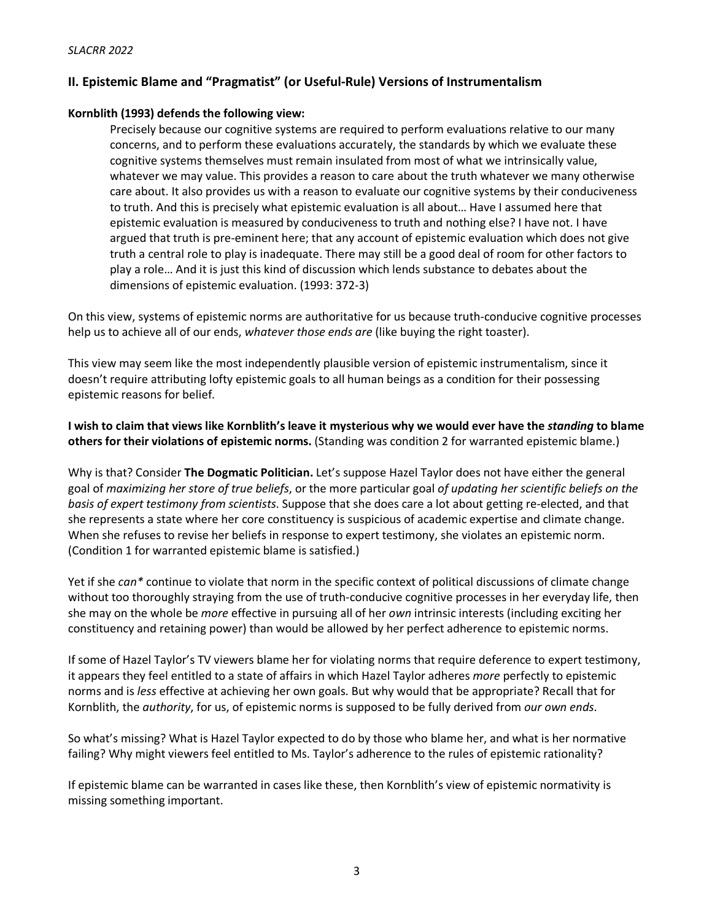## II. Epistemic Blame and "Pragmatist" (or Useful-Rule) Versions of Instrumentalism

**Kornblith (1993) defends the following view:**

> Precisely because our cognitive systems are required to perform evaluations relative to our many concerns, and to perform these evaluations accurately, the standards by which we evaluate these cognitive systems themselves must remain insulated from most of what we intrinsically value, whatever we may value. This provides a reason to care about the truth whatever we many otherwise care about. It also provides us with a reason to evaluate our cognitive systems by their conduciveness to truth. And this is precisely what epistemic evaluation is all about… Have I assumed here that epistemic evaluation is measured by conduciveness to truth and nothing else? I have not. I have argued that truth is pre-eminent here; that any account of epistemic evaluation which does not give truth a central role to play is inadequate. There may still be a good deal of room for other factors to play a role… And it is just this kind of discussion which lends substance to debates about the dimensions of epistemic evaluation. (1993: 372-3)

On this view, systems of epistemic norms are authoritative for us because truth-conducive cognitive processes help us to achieve all of our ends, *whatever those ends are* (like buying the right toaster).

This view may seem like the most independently plausible version of epistemic instrumentalism, since it doesn't require attributing lofty epistemic goals to all human beings as a condition for their possessing epistemic reasons for belief.

**I wish to claim that views like Kornblith's leave it mysterious why we would ever have the *standing* to blame others for their violations of epistemic norms.** (Standing was condition 2 for warranted epistemic blame.)

Why is that? Consider **The Dogmatic Politician.** Let's suppose Hazel Taylor does not have either the general goal of *maximizing her store of true beliefs*, or the more particular goal *of updating her scientific beliefs on the basis of expert testimony from scientists*. Suppose that she does care a lot about getting re-elected, and that she represents a state where her core constituency is suspicious of academic expertise and climate change. When she refuses to revise her beliefs in response to expert testimony, she violates an epistemic norm. (Condition 1 for warranted epistemic blame is satisfied.)

Yet if she *can** continue to violate that norm in the specific context of political discussions of climate change without too thoroughly straying from the use of truth-conducive cognitive processes in her everyday life, then she may on the whole be *more* effective in pursuing all of her *own* intrinsic interests (including exciting her constituency and retaining power) than would be allowed by her perfect adherence to epistemic norms.

If some of Hazel Taylor's TV viewers blame her for violating norms that require deference to expert testimony, it appears they feel entitled to a state of affairs in which Hazel Taylor adheres *more* perfectly to epistemic norms and is *less* effective at achieving her own goals. But why would that be appropriate? Recall that for Kornblith, the *authority*, for us, of epistemic norms is supposed to be fully derived from *our own ends*.

So what's missing? What is Hazel Taylor expected to do by those who blame her, and what is her normative failing? Why might viewers feel entitled to Ms. Taylor's adherence to the rules of epistemic rationality?

If epistemic blame can be warranted in cases like these, then Kornblith's view of epistemic normativity is missing something important.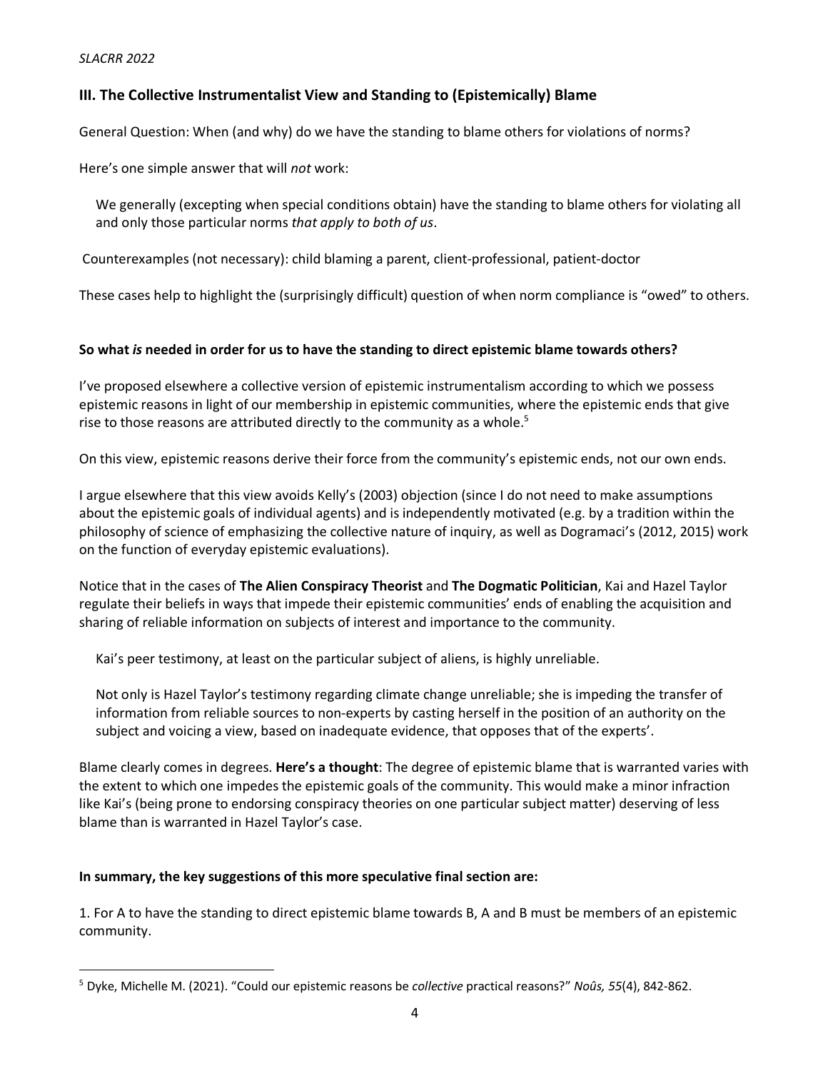### III. The Collective Instrumentalist View and Standing to (Epistemically) Blame

General Question: When (and why) do we have the standing to blame others for violations of norms?

Here's one simple answer that will *not* work:

> We generally (excepting when special conditions obtain) have the standing to blame others for violating all and only those particular norms *that apply to both of us*.

Counterexamples (not necessary): child blaming a parent, client-professional, patient-doctor

These cases help to highlight the (surprisingly difficult) question of when norm compliance is "owed" to others.

**So what *is* needed in order for us to have the standing to direct epistemic blame towards others?**

I've proposed elsewhere a collective version of epistemic instrumentalism according to which we possess epistemic reasons in light of our membership in epistemic communities, where the epistemic ends that give rise to those reasons are attributed directly to the community as a whole.[5]

On this view, epistemic reasons derive their force from the community's epistemic ends, not our own ends.

I argue elsewhere that this view avoids Kelly's (2003) objection (since I do not need to make assumptions about the epistemic goals of individual agents) and is independently motivated (e.g. by a tradition within the philosophy of science of emphasizing the collective nature of inquiry, as well as Dogramaci's (2012, 2015) work on the function of everyday epistemic evaluations).

Notice that in the cases of **The Alien Conspiracy Theorist** and **The Dogmatic Politician**, Kai and Hazel Taylor regulate their beliefs in ways that impede their epistemic communities' ends of enabling the acquisition and sharing of reliable information on subjects of interest and importance to the community.

> Kai's peer testimony, at least on the particular subject of aliens, is highly unreliable.
>
> Not only is Hazel Taylor's testimony regarding climate change unreliable; she is impeding the transfer of information from reliable sources to non-experts by casting herself in the position of an authority on the subject and voicing a view, based on inadequate evidence, that opposes that of the experts'.

Blame clearly comes in degrees. **Here's a thought**: The degree of epistemic blame that is warranted varies with the extent to which one impedes the epistemic goals of the community. This would make a minor infraction like Kai's (being prone to endorsing conspiracy theories on one particular subject matter) deserving of less blame than is warranted in Hazel Taylor's case.

**In summary, the key suggestions of this more speculative final section are:**

1. For A to have the standing to direct epistemic blame towards B, A and B must be members of an epistemic community.

---

[5] Dyke, Michelle M. (2021). "Could our epistemic reasons be *collective* practical reasons?" *Noûs, 55*(4), 842-862.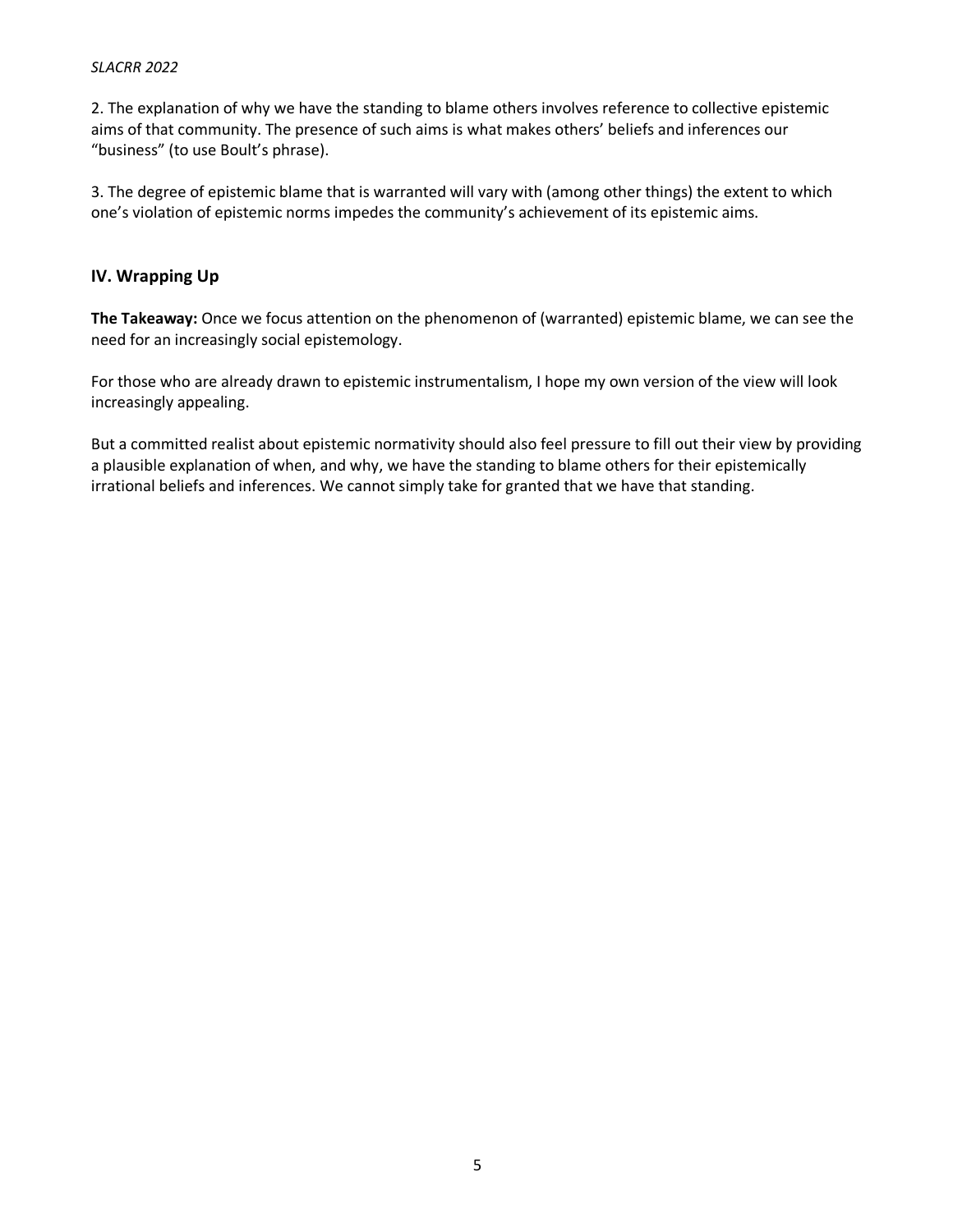2. The explanation of why we have the standing to blame others involves reference to collective epistemic aims of that community. The presence of such aims is what makes others' beliefs and inferences our "business" (to use Boult's phrase).

3. The degree of epistemic blame that is warranted will vary with (among other things) the extent to which one's violation of epistemic norms impedes the community's achievement of its epistemic aims.

## IV. Wrapping Up

**The Takeaway:** Once we focus attention on the phenomenon of (warranted) epistemic blame, we can see the need for an increasingly social epistemology.

For those who are already drawn to epistemic instrumentalism, I hope my own version of the view will look increasingly appealing.

But a committed realist about epistemic normativity should also feel pressure to fill out their view by providing a plausible explanation of when, and why, we have the standing to blame others for their epistemically irrational beliefs and inferences. We cannot simply take for granted that we have that standing.